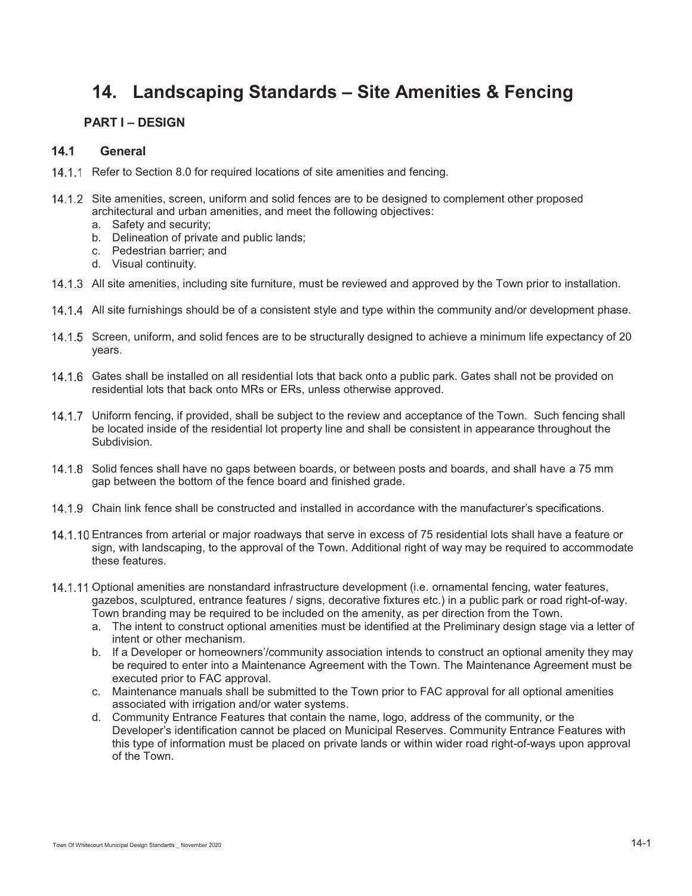# 14. Landscaping Standards – Site Amenities & Fencing

## PART I – DESIGN

### 14.1 General

14.1.1 Refer to Section 8.0 for required locations of site amenities and fencing.

14.1.2 Site amenities, screen, uniform and solid fences are to be designed to complement other proposed architectural and urban amenities, and meet the following objectives:

a. Safety and security;
b. Delineation of private and public lands;
c. Pedestrian barrier; and
d. Visual continuity.

14.1.3 All site amenities, including site furniture, must be reviewed and approved by the Town prior to installation.

14.1.4 All site furnishings should be of a consistent style and type within the community and/or development phase.

14.1.5 Screen, uniform, and solid fences are to be structurally designed to achieve a minimum life expectancy of 20 years.

14.1.6 Gates shall be installed on all residential lots that back onto a public park. Gates shall not be provided on residential lots that back onto MRs or ERs, unless otherwise approved.

14.1.7 Uniform fencing, if provided, shall be subject to the review and acceptance of the Town. Such fencing shall be located inside of the residential lot property line and shall be consistent in appearance throughout the Subdivision.

14.1.8 Solid fences shall have no gaps between boards, or between posts and boards, and shall have a 75 mm gap between the bottom of the fence board and finished grade.

14.1.9 Chain link fence shall be constructed and installed in accordance with the manufacturer's specifications.

14.1.10 Entrances from arterial or major roadways that serve in excess of 75 residential lots shall have a feature or sign, with landscaping, to the approval of the Town. Additional right of way may be required to accommodate these features.

14.1.11 Optional amenities are nonstandard infrastructure development (i.e. ornamental fencing, water features, gazebos, sculptured, entrance features / signs, decorative fixtures etc.) in a public park or road right-of-way. Town branding may be required to be included on the amenity, as per direction from the Town.

a. The intent to construct optional amenities must be identified at the Preliminary design stage via a letter of intent or other mechanism.
b. If a Developer or homeowners'/community association intends to construct an optional amenity they may be required to enter into a Maintenance Agreement with the Town. The Maintenance Agreement must be executed prior to FAC approval.
c. Maintenance manuals shall be submitted to the Town prior to FAC approval for all optional amenities associated with irrigation and/or water systems.
d. Community Entrance Features that contain the name, logo, address of the community, or the Developer's identification cannot be placed on Municipal Reserves. Community Entrance Features with this type of information must be placed on private lands or within wider road right-of-ways upon approval of the Town.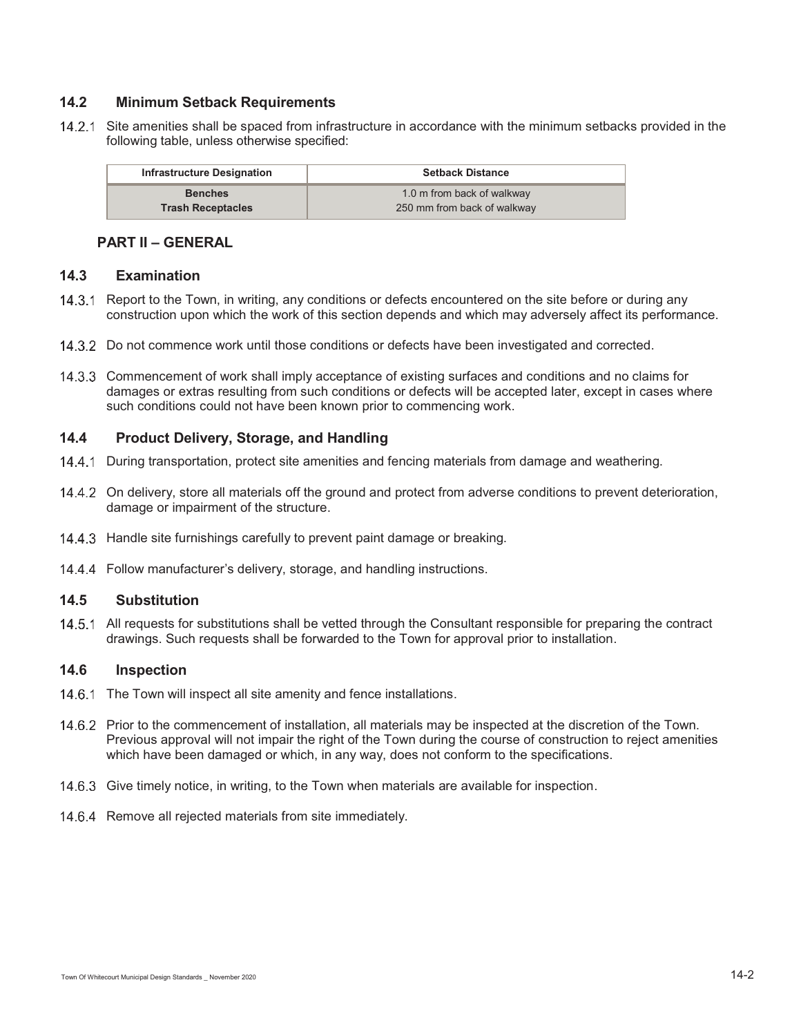## 14.2 Minimum Setback Requirements

14.2.1 Site amenities shall be spaced from infrastructure in accordance with the minimum setbacks provided in the following table, unless otherwise specified:

| Infrastructure Designation | Setback Distance |
|---|---|
| Benches | 1.0 m from back of walkway |
| Trash Receptacles | 250 mm from back of walkway |

### PART II – GENERAL

## 14.3 Examination

14.3.1 Report to the Town, in writing, any conditions or defects encountered on the site before or during any construction upon which the work of this section depends and which may adversely affect its performance.

14.3.2 Do not commence work until those conditions or defects have been investigated and corrected.

14.3.3 Commencement of work shall imply acceptance of existing surfaces and conditions and no claims for damages or extras resulting from such conditions or defects will be accepted later, except in cases where such conditions could not have been known prior to commencing work.

## 14.4 Product Delivery, Storage, and Handling

14.4.1 During transportation, protect site amenities and fencing materials from damage and weathering.

14.4.2 On delivery, store all materials off the ground and protect from adverse conditions to prevent deterioration, damage or impairment of the structure.

14.4.3 Handle site furnishings carefully to prevent paint damage or breaking.

14.4.4 Follow manufacturer's delivery, storage, and handling instructions.

## 14.5 Substitution

14.5.1 All requests for substitutions shall be vetted through the Consultant responsible for preparing the contract drawings. Such requests shall be forwarded to the Town for approval prior to installation.

## 14.6 Inspection

14.6.1 The Town will inspect all site amenity and fence installations.

14.6.2 Prior to the commencement of installation, all materials may be inspected at the discretion of the Town. Previous approval will not impair the right of the Town during the course of construction to reject amenities which have been damaged or which, in any way, does not conform to the specifications.

14.6.3 Give timely notice, in writing, to the Town when materials are available for inspection.

14.6.4 Remove all rejected materials from site immediately.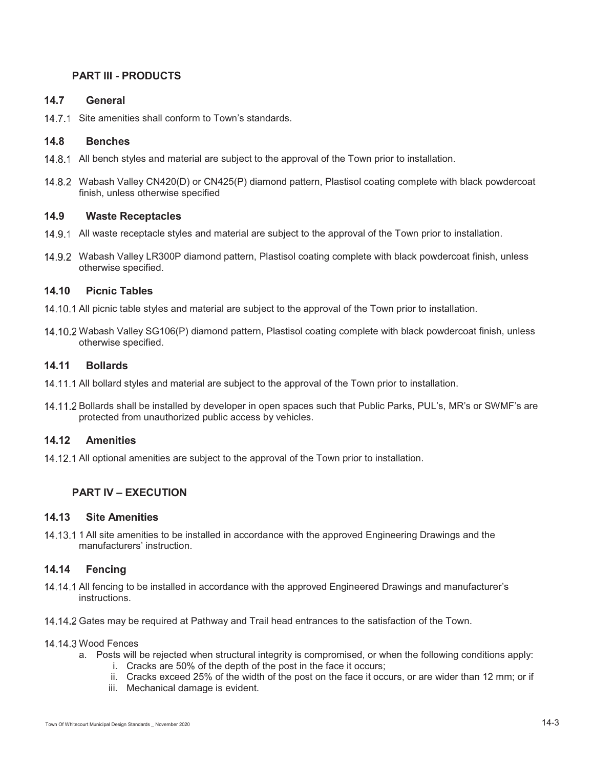## PART III - PRODUCTS

### 14.7 General

14.7.1 Site amenities shall conform to Town's standards.

### 14.8 Benches

14.8.1 All bench styles and material are subject to the approval of the Town prior to installation.

14.8.2 Wabash Valley CN420(D) or CN425(P) diamond pattern, Plastisol coating complete with black powdercoat finish, unless otherwise specified

### 14.9 Waste Receptacles

14.9.1 All waste receptacle styles and material are subject to the approval of the Town prior to installation.

14.9.2 Wabash Valley LR300P diamond pattern, Plastisol coating complete with black powdercoat finish, unless otherwise specified.

### 14.10 Picnic Tables

14.10.1 All picnic table styles and material are subject to the approval of the Town prior to installation.

14.10.2 Wabash Valley SG106(P) diamond pattern, Plastisol coating complete with black powdercoat finish, unless otherwise specified.

### 14.11 Bollards

14.11.1 All bollard styles and material are subject to the approval of the Town prior to installation.

14.11.2 Bollards shall be installed by developer in open spaces such that Public Parks, PUL's, MR's or SWMF's are protected from unauthorized public access by vehicles.

### 14.12 Amenities

14.12.1 All optional amenities are subject to the approval of the Town prior to installation.

## PART IV – EXECUTION

### 14.13 Site Amenities

14.13.1 1 All site amenities to be installed in accordance with the approved Engineering Drawings and the manufacturers' instruction.

### 14.14 Fencing

14.14.1 All fencing to be installed in accordance with the approved Engineered Drawings and manufacturer's instructions.

14.14.2 Gates may be required at Pathway and Trail head entrances to the satisfaction of the Town.

14.14.3 Wood Fences

a. Posts will be rejected when structural integrity is compromised, or when the following conditions apply:
   i. Cracks are 50% of the depth of the post in the face it occurs;
   ii. Cracks exceed 25% of the width of the post on the face it occurs, or are wider than 12 mm; or if
   iii. Mechanical damage is evident.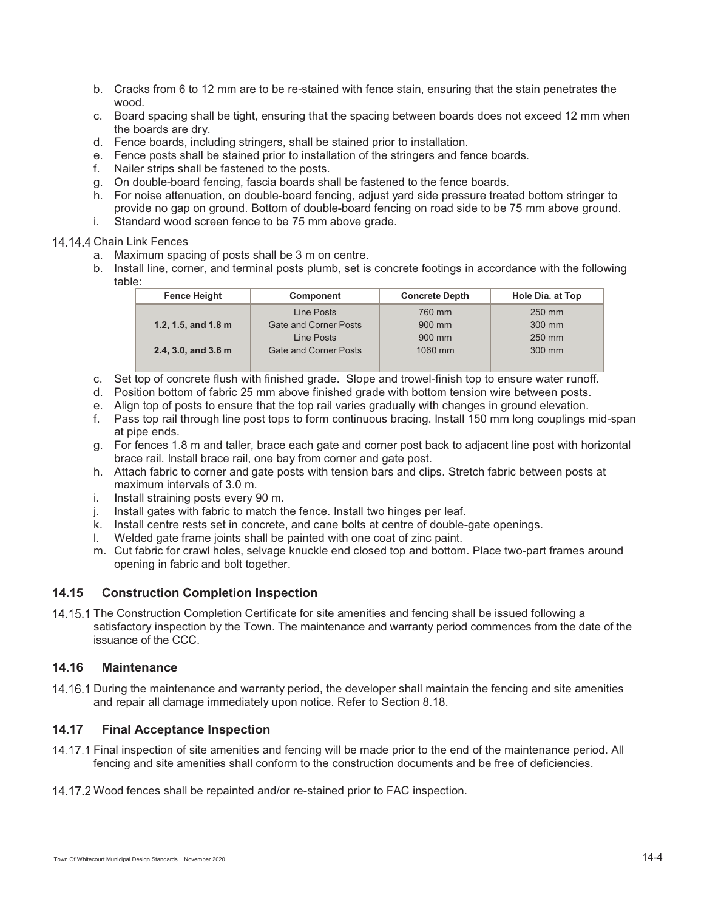b. Cracks from 6 to 12 mm are to be re-stained with fence stain, ensuring that the stain penetrates the wood.
c. Board spacing shall be tight, ensuring that the spacing between boards does not exceed 12 mm when the boards are dry.
d. Fence boards, including stringers, shall be stained prior to installation.
e. Fence posts shall be stained prior to installation of the stringers and fence boards.
f. Nailer strips shall be fastened to the posts.
g. On double-board fencing, fascia boards shall be fastened to the fence boards.
h. For noise attenuation, on double-board fencing, adjust yard side pressure treated bottom stringer to provide no gap on ground. Bottom of double-board fencing on road side to be 75 mm above ground.
i. Standard wood screen fence to be 75 mm above grade.

14.14.4 Chain Link Fences

a. Maximum spacing of posts shall be 3 m on centre.
b. Install line, corner, and terminal posts plumb, set is concrete footings in accordance with the following table:

| Fence Height | Component | Concrete Depth | Hole Dia. at Top |
| --- | --- | --- | --- |
| 1.2, 1.5, and 1.8 m | Line Posts | 760 mm | 250 mm |
| | Gate and Corner Posts | 900 mm | 300 mm |
| 2.4, 3.0, and 3.6 m | Line Posts | 900 mm | 250 mm |
| | Gate and Corner Posts | 1060 mm | 300 mm |

c. Set top of concrete flush with finished grade. Slope and trowel-finish top to ensure water runoff.
d. Position bottom of fabric 25 mm above finished grade with bottom tension wire between posts.
e. Align top of posts to ensure that the top rail varies gradually with changes in ground elevation.
f. Pass top rail through line post tops to form continuous bracing. Install 150 mm long couplings mid-span at pipe ends.
g. For fences 1.8 m and taller, brace each gate and corner post back to adjacent line post with horizontal brace rail. Install brace rail, one bay from corner and gate post.
h. Attach fabric to corner and gate posts with tension bars and clips. Stretch fabric between posts at maximum intervals of 3.0 m.
i. Install straining posts every 90 m.
j. Install gates with fabric to match the fence. Install two hinges per leaf.
k. Install centre rests set in concrete, and cane bolts at centre of double-gate openings.
l. Welded gate frame joints shall be painted with one coat of zinc paint.
m. Cut fabric for crawl holes, selvage knuckle end closed top and bottom. Place two-part frames around opening in fabric and bolt together.

## 14.15 Construction Completion Inspection

14.15.1 The Construction Completion Certificate for site amenities and fencing shall be issued following a satisfactory inspection by the Town. The maintenance and warranty period commences from the date of the issuance of the CCC.

## 14.16 Maintenance

14.16.1 During the maintenance and warranty period, the developer shall maintain the fencing and site amenities and repair all damage immediately upon notice. Refer to Section 8.18.

## 14.17 Final Acceptance Inspection

14.17.1 Final inspection of site amenities and fencing will be made prior to the end of the maintenance period. All fencing and site amenities shall conform to the construction documents and be free of deficiencies.

14.17.2 Wood fences shall be repainted and/or re-stained prior to FAC inspection.